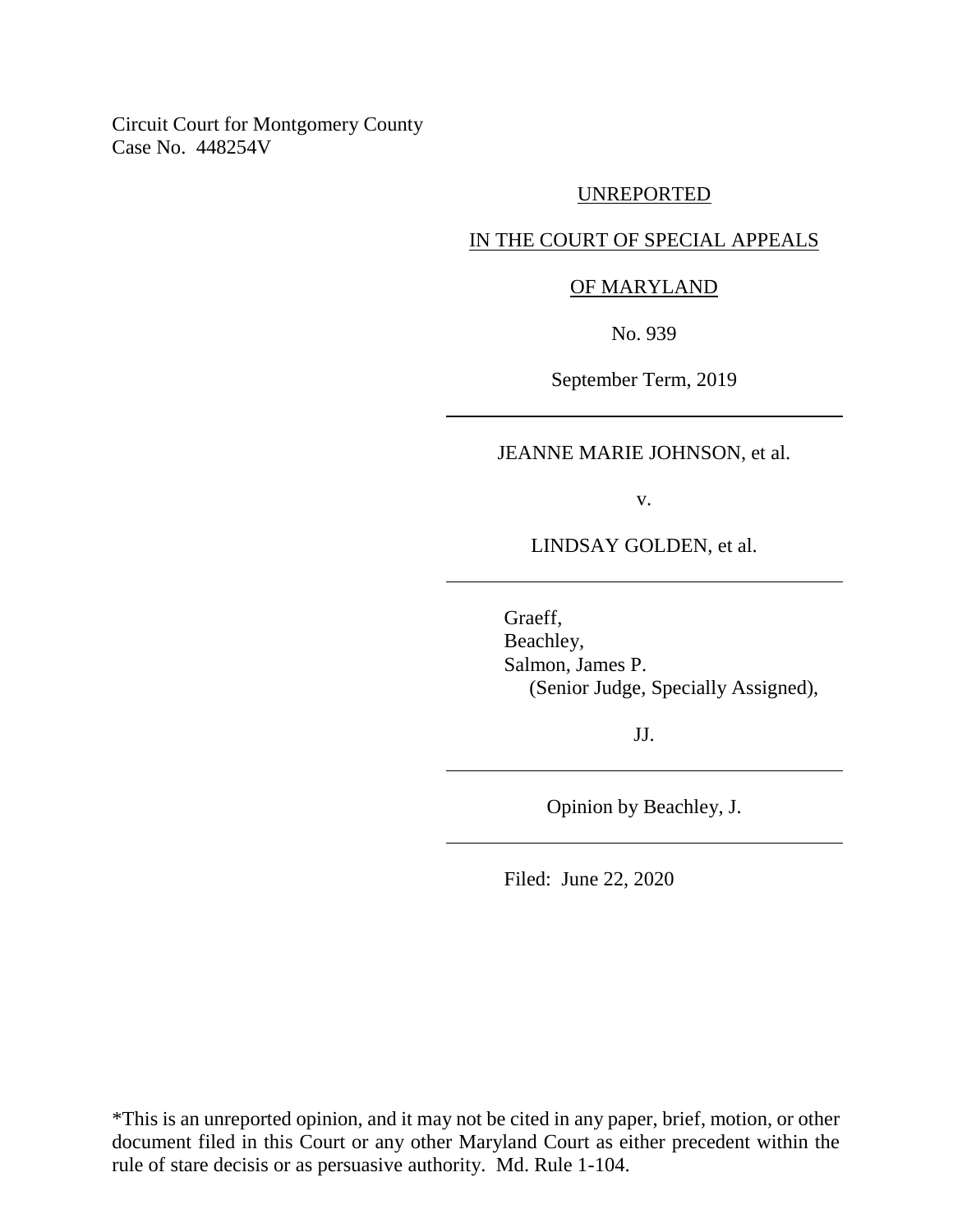Circuit Court for Montgomery County
Case No. 448254V

UNREPORTED

IN THE COURT OF SPECIAL APPEALS

OF MARYLAND

No. 939

September Term, 2019

---

JEANNE MARIE JOHNSON, et al.

v.

LINDSAY GOLDEN, et al.

---

Graeff,
Beachley,
Salmon, James P.
(Senior Judge, Specially Assigned),

JJ.

---

Opinion by Beachley, J.

---

Filed: June 22, 2020

*This is an unreported opinion, and it may not be cited in any paper, brief, motion, or other document filed in this Court or any other Maryland Court as either precedent within the rule of stare decisis or as persuasive authority. Md. Rule 1-104.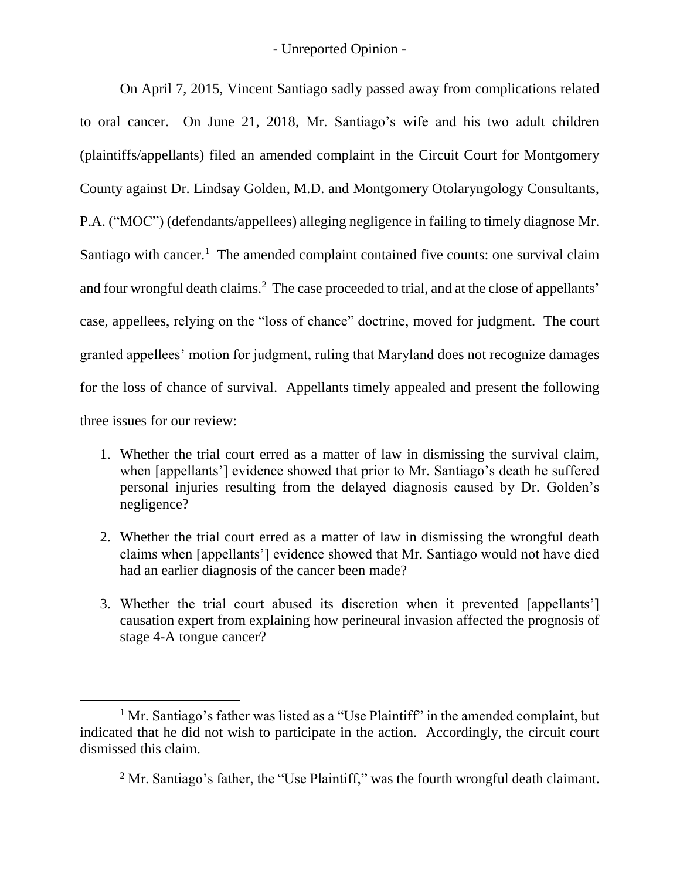On April 7, 2015, Vincent Santiago sadly passed away from complications related to oral cancer. On June 21, 2018, Mr. Santiago's wife and his two adult children (plaintiffs/appellants) filed an amended complaint in the Circuit Court for Montgomery County against Dr. Lindsay Golden, M.D. and Montgomery Otolaryngology Consultants, P.A. ("MOC") (defendants/appellees) alleging negligence in failing to timely diagnose Mr. Santiago with cancer.[1] The amended complaint contained five counts: one survival claim and four wrongful death claims.[2] The case proceeded to trial, and at the close of appellants' case, appellees, relying on the "loss of chance" doctrine, moved for judgment. The court granted appellees' motion for judgment, ruling that Maryland does not recognize damages for the loss of chance of survival. Appellants timely appealed and present the following three issues for our review:

1. Whether the trial court erred as a matter of law in dismissing the survival claim, when [appellants'] evidence showed that prior to Mr. Santiago's death he suffered personal injuries resulting from the delayed diagnosis caused by Dr. Golden's negligence?
2. Whether the trial court erred as a matter of law in dismissing the wrongful death claims when [appellants'] evidence showed that Mr. Santiago would not have died had an earlier diagnosis of the cancer been made?
3. Whether the trial court abused its discretion when it prevented [appellants'] causation expert from explaining how perineural invasion affected the prognosis of stage 4-A tongue cancer?

---

[1] Mr. Santiago's father was listed as a "Use Plaintiff" in the amended complaint, but indicated that he did not wish to participate in the action. Accordingly, the circuit court dismissed this claim.

[2] Mr. Santiago's father, the "Use Plaintiff," was the fourth wrongful death claimant.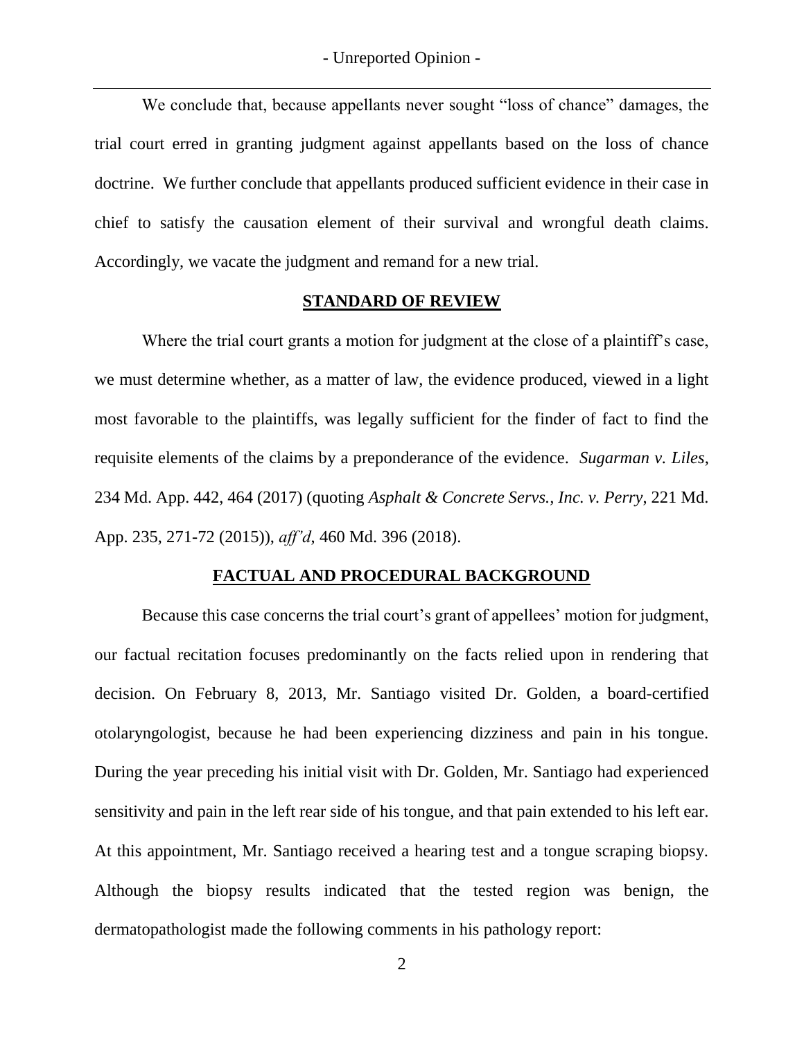We conclude that, because appellants never sought "loss of chance" damages, the trial court erred in granting judgment against appellants based on the loss of chance doctrine. We further conclude that appellants produced sufficient evidence in their case in chief to satisfy the causation element of their survival and wrongful death claims. Accordingly, we vacate the judgment and remand for a new trial.

## STANDARD OF REVIEW

Where the trial court grants a motion for judgment at the close of a plaintiff's case, we must determine whether, as a matter of law, the evidence produced, viewed in a light most favorable to the plaintiffs, was legally sufficient for the finder of fact to find the requisite elements of the claims by a preponderance of the evidence. *Sugarman v. Liles*, 234 Md. App. 442, 464 (2017) (quoting *Asphalt & Concrete Servs., Inc. v. Perry*, 221 Md. App. 235, 271-72 (2015)), *aff'd*, 460 Md. 396 (2018).

## FACTUAL AND PROCEDURAL BACKGROUND

Because this case concerns the trial court's grant of appellees' motion for judgment, our factual recitation focuses predominantly on the facts relied upon in rendering that decision. On February 8, 2013, Mr. Santiago visited Dr. Golden, a board-certified otolaryngologist, because he had been experiencing dizziness and pain in his tongue. During the year preceding his initial visit with Dr. Golden, Mr. Santiago had experienced sensitivity and pain in the left rear side of his tongue, and that pain extended to his left ear. At this appointment, Mr. Santiago received a hearing test and a tongue scraping biopsy. Although the biopsy results indicated that the tested region was benign, the dermatopathologist made the following comments in his pathology report: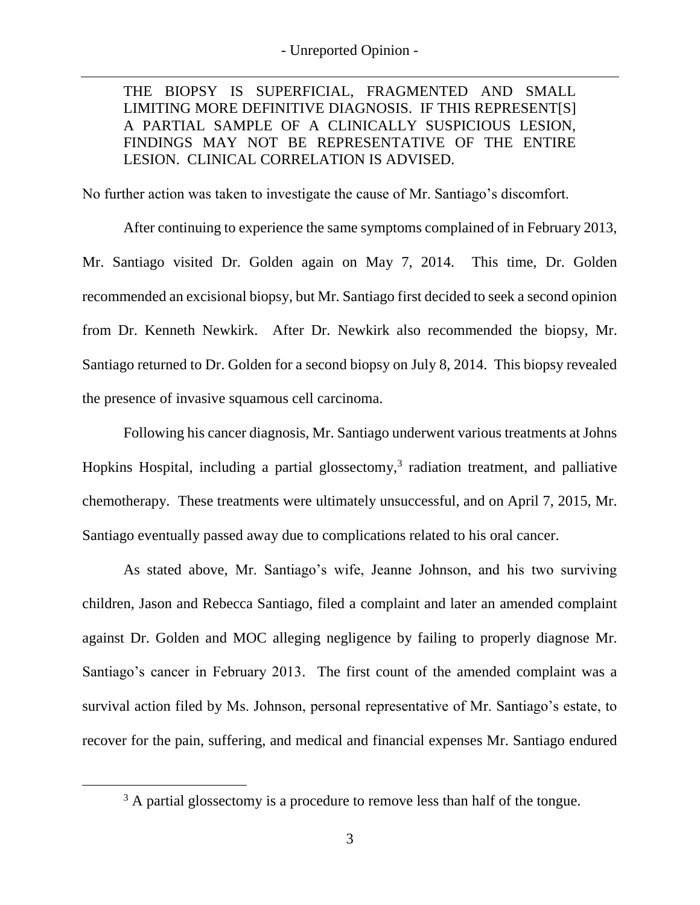> THE BIOPSY IS SUPERFICIAL, FRAGMENTED AND SMALL LIMITING MORE DEFINITIVE DIAGNOSIS. IF THIS REPRESENT[S] A PARTIAL SAMPLE OF A CLINICALLY SUSPICIOUS LESION, FINDINGS MAY NOT BE REPRESENTATIVE OF THE ENTIRE LESION. CLINICAL CORRELATION IS ADVISED.

No further action was taken to investigate the cause of Mr. Santiago's discomfort.

After continuing to experience the same symptoms complained of in February 2013, Mr. Santiago visited Dr. Golden again on May 7, 2014. This time, Dr. Golden recommended an excisional biopsy, but Mr. Santiago first decided to seek a second opinion from Dr. Kenneth Newkirk. After Dr. Newkirk also recommended the biopsy, Mr. Santiago returned to Dr. Golden for a second biopsy on July 8, 2014. This biopsy revealed the presence of invasive squamous cell carcinoma.

Following his cancer diagnosis, Mr. Santiago underwent various treatments at Johns Hopkins Hospital, including a partial glossectomy,[3] radiation treatment, and palliative chemotherapy. These treatments were ultimately unsuccessful, and on April 7, 2015, Mr. Santiago eventually passed away due to complications related to his oral cancer.

As stated above, Mr. Santiago's wife, Jeanne Johnson, and his two surviving children, Jason and Rebecca Santiago, filed a complaint and later an amended complaint against Dr. Golden and MOC alleging negligence by failing to properly diagnose Mr. Santiago's cancer in February 2013. The first count of the amended complaint was a survival action filed by Ms. Johnson, personal representative of Mr. Santiago's estate, to recover for the pain, suffering, and medical and financial expenses Mr. Santiago endured

[3] A partial glossectomy is a procedure to remove less than half of the tongue.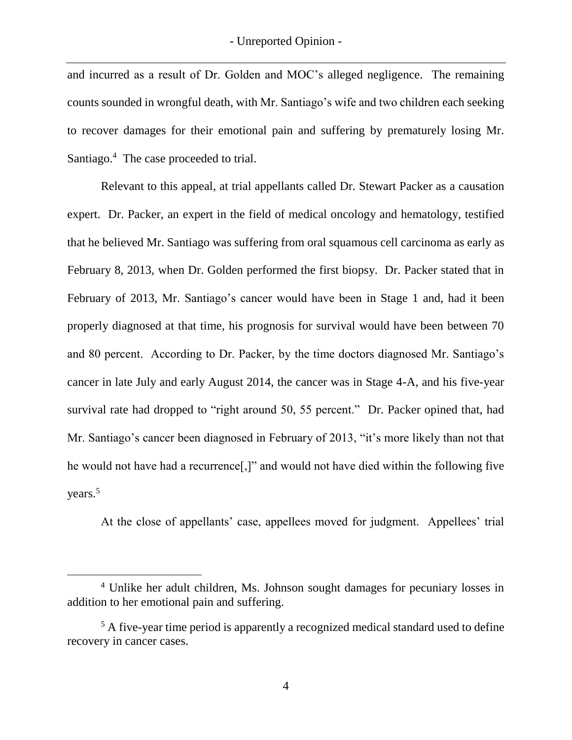and incurred as a result of Dr. Golden and MOC's alleged negligence. The remaining counts sounded in wrongful death, with Mr. Santiago's wife and two children each seeking to recover damages for their emotional pain and suffering by prematurely losing Mr. Santiago.[4] The case proceeded to trial.

Relevant to this appeal, at trial appellants called Dr. Stewart Packer as a causation expert. Dr. Packer, an expert in the field of medical oncology and hematology, testified that he believed Mr. Santiago was suffering from oral squamous cell carcinoma as early as February 8, 2013, when Dr. Golden performed the first biopsy. Dr. Packer stated that in February of 2013, Mr. Santiago's cancer would have been in Stage 1 and, had it been properly diagnosed at that time, his prognosis for survival would have been between 70 and 80 percent. According to Dr. Packer, by the time doctors diagnosed Mr. Santiago's cancer in late July and early August 2014, the cancer was in Stage 4-A, and his five-year survival rate had dropped to "right around 50, 55 percent." Dr. Packer opined that, had Mr. Santiago's cancer been diagnosed in February of 2013, "it's more likely than not that he would not have had a recurrence[,]" and would not have died within the following five years.[5]

At the close of appellants' case, appellees moved for judgment. Appellees' trial

---

[4] Unlike her adult children, Ms. Johnson sought damages for pecuniary losses in addition to her emotional pain and suffering.

[5] A five-year time period is apparently a recognized medical standard used to define recovery in cancer cases.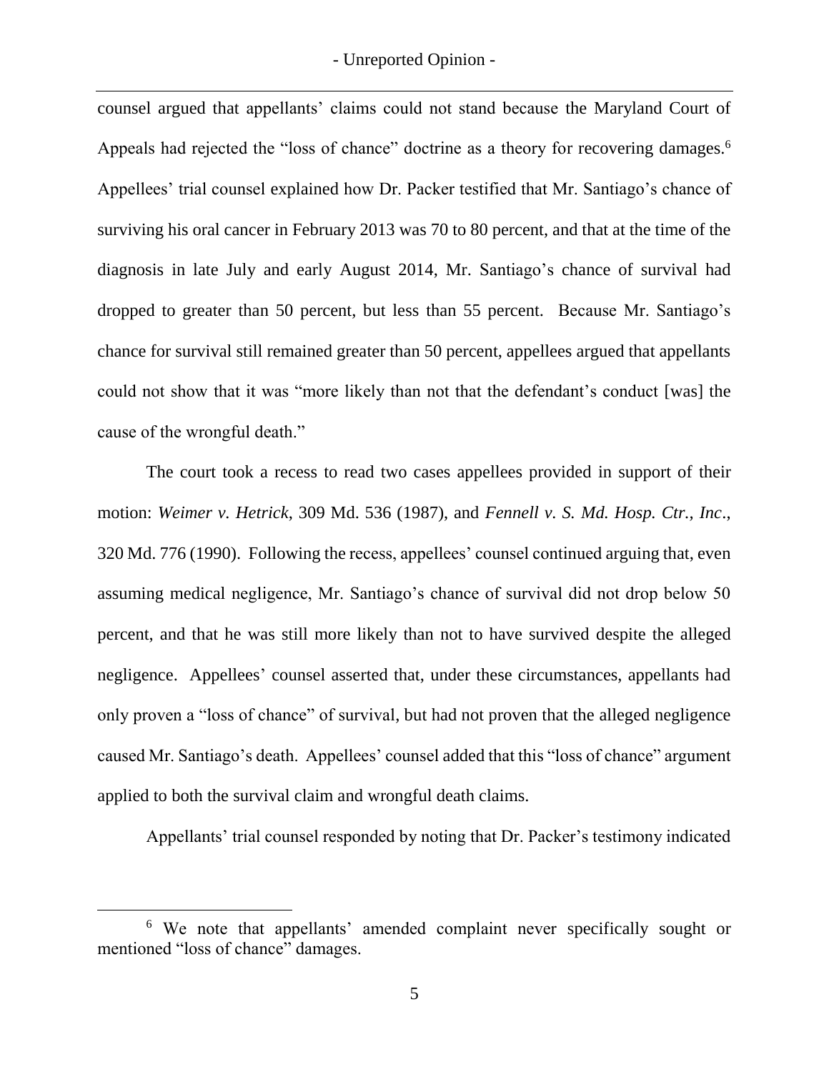counsel argued that appellants' claims could not stand because the Maryland Court of Appeals had rejected the "loss of chance" doctrine as a theory for recovering damages.[6] Appellees' trial counsel explained how Dr. Packer testified that Mr. Santiago's chance of surviving his oral cancer in February 2013 was 70 to 80 percent, and that at the time of the diagnosis in late July and early August 2014, Mr. Santiago's chance of survival had dropped to greater than 50 percent, but less than 55 percent. Because Mr. Santiago's chance for survival still remained greater than 50 percent, appellees argued that appellants could not show that it was "more likely than not that the defendant's conduct [was] the cause of the wrongful death."

The court took a recess to read two cases appellees provided in support of their motion: *Weimer v. Hetrick*, 309 Md. 536 (1987), and *Fennell v. S. Md. Hosp. Ctr., Inc*., 320 Md. 776 (1990). Following the recess, appellees' counsel continued arguing that, even assuming medical negligence, Mr. Santiago's chance of survival did not drop below 50 percent, and that he was still more likely than not to have survived despite the alleged negligence. Appellees' counsel asserted that, under these circumstances, appellants had only proven a "loss of chance" of survival, but had not proven that the alleged negligence caused Mr. Santiago's death. Appellees' counsel added that this "loss of chance" argument applied to both the survival claim and wrongful death claims.

Appellants' trial counsel responded by noting that Dr. Packer's testimony indicated

[6] We note that appellants' amended complaint never specifically sought or mentioned "loss of chance" damages.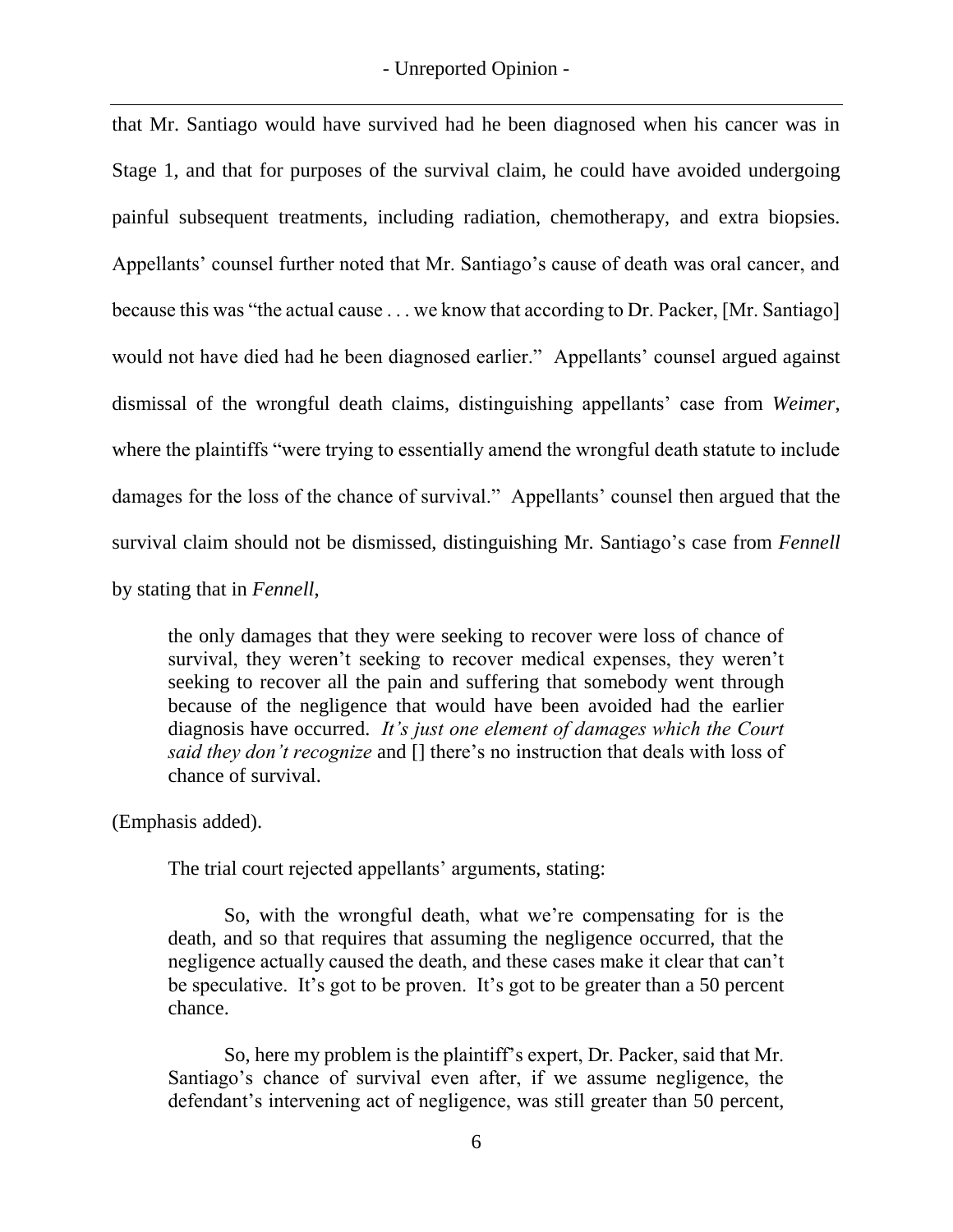that Mr. Santiago would have survived had he been diagnosed when his cancer was in Stage 1, and that for purposes of the survival claim, he could have avoided undergoing painful subsequent treatments, including radiation, chemotherapy, and extra biopsies. Appellants' counsel further noted that Mr. Santiago's cause of death was oral cancer, and because this was "the actual cause . . . we know that according to Dr. Packer, [Mr. Santiago] would not have died had he been diagnosed earlier." Appellants' counsel argued against dismissal of the wrongful death claims, distinguishing appellants' case from *Weimer*, where the plaintiffs "were trying to essentially amend the wrongful death statute to include damages for the loss of the chance of survival." Appellants' counsel then argued that the survival claim should not be dismissed, distinguishing Mr. Santiago's case from *Fennell* by stating that in *Fennell*,

> the only damages that they were seeking to recover were loss of chance of survival, they weren't seeking to recover medical expenses, they weren't seeking to recover all the pain and suffering that somebody went through because of the negligence that would have been avoided had the earlier diagnosis have occurred. *It's just one element of damages which the Court said they don't recognize* and [] there's no instruction that deals with loss of chance of survival.

(Emphasis added).

The trial court rejected appellants' arguments, stating:

> So, with the wrongful death, what we're compensating for is the death, and so that requires that assuming the negligence occurred, that the negligence actually caused the death, and these cases make it clear that can't be speculative. It's got to be proven. It's got to be greater than a 50 percent chance.
>
> So, here my problem is the plaintiff's expert, Dr. Packer, said that Mr. Santiago's chance of survival even after, if we assume negligence, the defendant's intervening act of negligence, was still greater than 50 percent,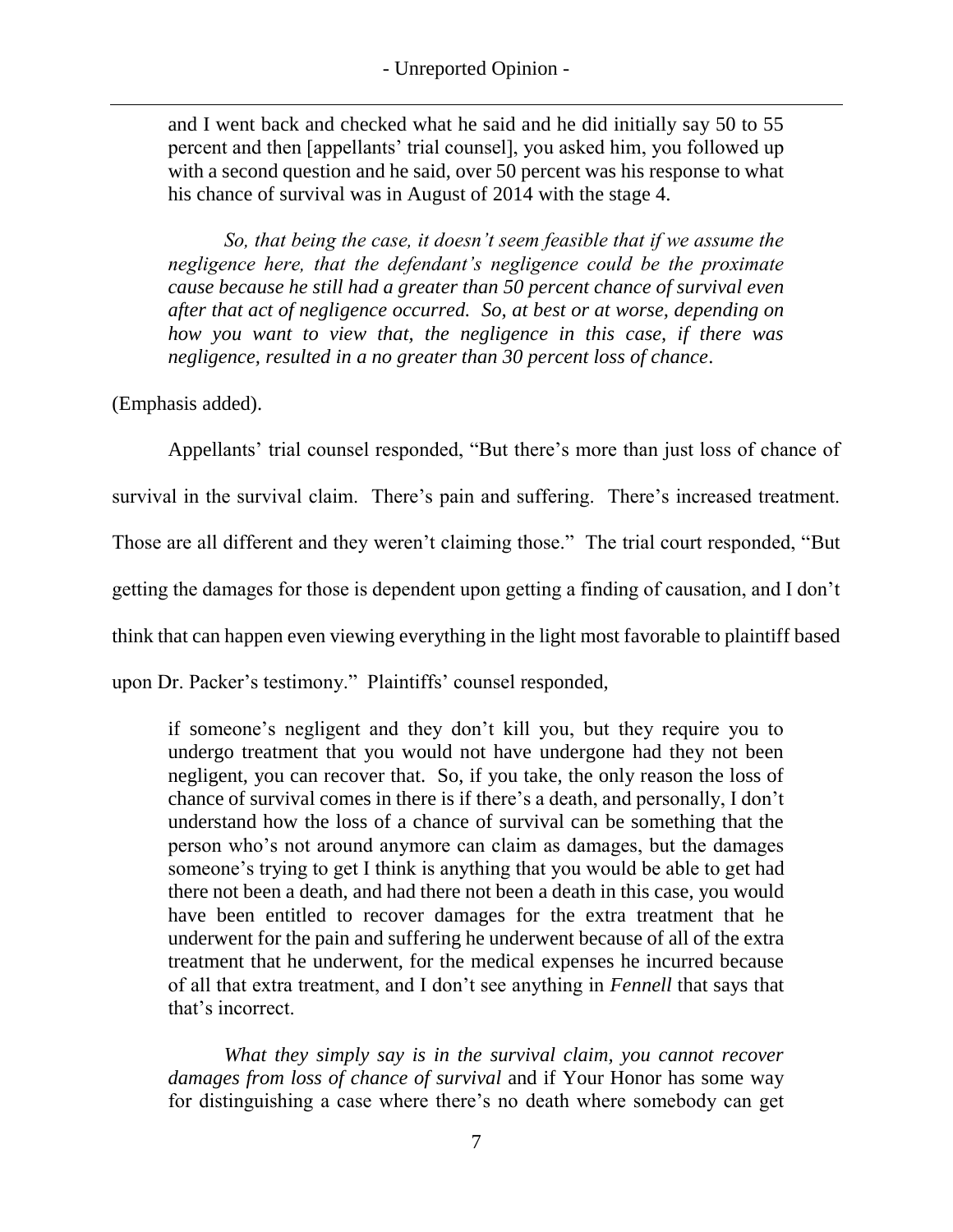and I went back and checked what he said and he did initially say 50 to 55 percent and then [appellants' trial counsel], you asked him, you followed up with a second question and he said, over 50 percent was his response to what his chance of survival was in August of 2014 with the stage 4.

> *So, that being the case, it doesn't seem feasible that if we assume the negligence here, that the defendant's negligence could be the proximate cause because he still had a greater than 50 percent chance of survival even after that act of negligence occurred. So, at best or at worse, depending on how you want to view that, the negligence in this case, if there was negligence, resulted in a no greater than 30 percent loss of chance*.

(Emphasis added).

Appellants' trial counsel responded, "But there's more than just loss of chance of survival in the survival claim. There's pain and suffering. There's increased treatment. Those are all different and they weren't claiming those." The trial court responded, "But getting the damages for those is dependent upon getting a finding of causation, and I don't think that can happen even viewing everything in the light most favorable to plaintiff based upon Dr. Packer's testimony." Plaintiffs' counsel responded,

> if someone's negligent and they don't kill you, but they require you to undergo treatment that you would not have undergone had they not been negligent, you can recover that. So, if you take, the only reason the loss of chance of survival comes in there is if there's a death, and personally, I don't understand how the loss of a chance of survival can be something that the person who's not around anymore can claim as damages, but the damages someone's trying to get I think is anything that you would be able to get had there not been a death, and had there not been a death in this case, you would have been entitled to recover damages for the extra treatment that he underwent for the pain and suffering he underwent because of all of the extra treatment that he underwent, for the medical expenses he incurred because of all that extra treatment, and I don't see anything in *Fennell* that says that that's incorrect.
>
> *What they simply say is in the survival claim, you cannot recover damages from loss of chance of survival* and if Your Honor has some way for distinguishing a case where there's no death where somebody can get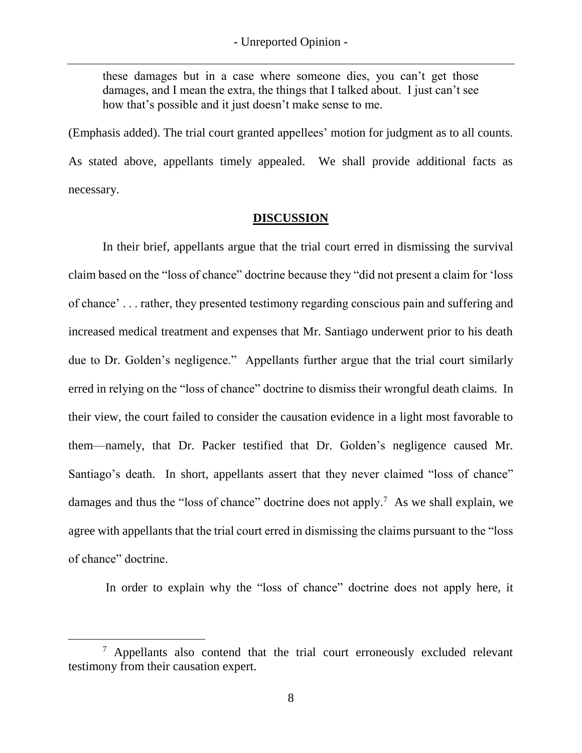> these damages but in a case where someone dies, you can't get those damages, and I mean the extra, the things that I talked about. I just can't see how that's possible and it just doesn't make sense to me.

(Emphasis added). The trial court granted appellees' motion for judgment as to all counts. As stated above, appellants timely appealed. We shall provide additional facts as necessary.

## DISCUSSION

In their brief, appellants argue that the trial court erred in dismissing the survival claim based on the "loss of chance" doctrine because they "did not present a claim for 'loss of chance' . . . rather, they presented testimony regarding conscious pain and suffering and increased medical treatment and expenses that Mr. Santiago underwent prior to his death due to Dr. Golden's negligence." Appellants further argue that the trial court similarly erred in relying on the "loss of chance" doctrine to dismiss their wrongful death claims. In their view, the court failed to consider the causation evidence in a light most favorable to them—namely, that Dr. Packer testified that Dr. Golden's negligence caused Mr. Santiago's death. In short, appellants assert that they never claimed "loss of chance" damages and thus the "loss of chance" doctrine does not apply.[7] As we shall explain, we agree with appellants that the trial court erred in dismissing the claims pursuant to the "loss of chance" doctrine.

In order to explain why the "loss of chance" doctrine does not apply here, it

[7] Appellants also contend that the trial court erroneously excluded relevant testimony from their causation expert.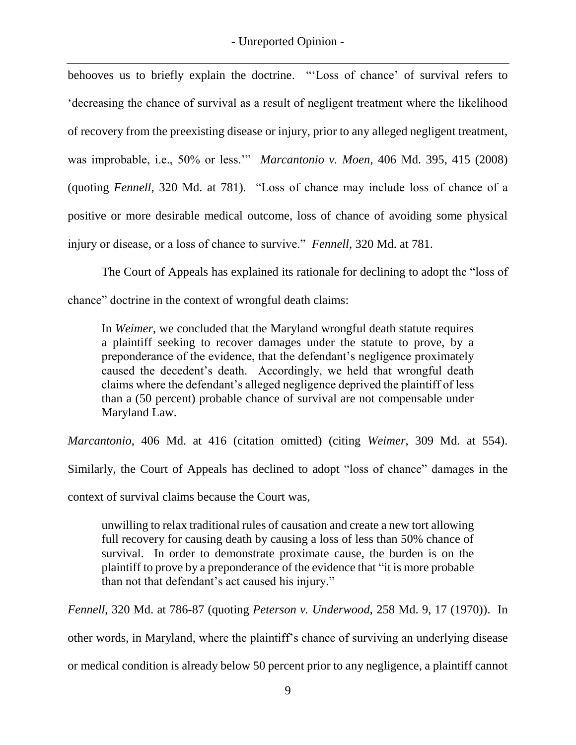behooves us to briefly explain the doctrine. "'Loss of chance' of survival refers to 'decreasing the chance of survival as a result of negligent treatment where the likelihood of recovery from the preexisting disease or injury, prior to any alleged negligent treatment, was improbable, i.e., 50% or less.'" *Marcantonio v. Moen*, 406 Md. 395, 415 (2008) (quoting *Fennell*, 320 Md. at 781). "Loss of chance may include loss of chance of a positive or more desirable medical outcome, loss of chance of avoiding some physical injury or disease, or a loss of chance to survive." *Fennell*, 320 Md. at 781.

The Court of Appeals has explained its rationale for declining to adopt the "loss of chance" doctrine in the context of wrongful death claims:

> In *Weimer*, we concluded that the Maryland wrongful death statute requires a plaintiff seeking to recover damages under the statute to prove, by a preponderance of the evidence, that the defendant's negligence proximately caused the decedent's death. Accordingly, we held that wrongful death claims where the defendant's alleged negligence deprived the plaintiff of less than a (50 percent) probable chance of survival are not compensable under Maryland Law.

*Marcantonio*, 406 Md. at 416 (citation omitted) (citing *Weimer*, 309 Md. at 554). Similarly, the Court of Appeals has declined to adopt "loss of chance" damages in the context of survival claims because the Court was,

> unwilling to relax traditional rules of causation and create a new tort allowing full recovery for causing death by causing a loss of less than 50% chance of survival. In order to demonstrate proximate cause, the burden is on the plaintiff to prove by a preponderance of the evidence that "it is more probable than not that defendant's act caused his injury."

*Fennell*, 320 Md. at 786-87 (quoting *Peterson v. Underwood*, 258 Md. 9, 17 (1970)). In other words, in Maryland, where the plaintiff's chance of surviving an underlying disease or medical condition is already below 50 percent prior to any negligence, a plaintiff cannot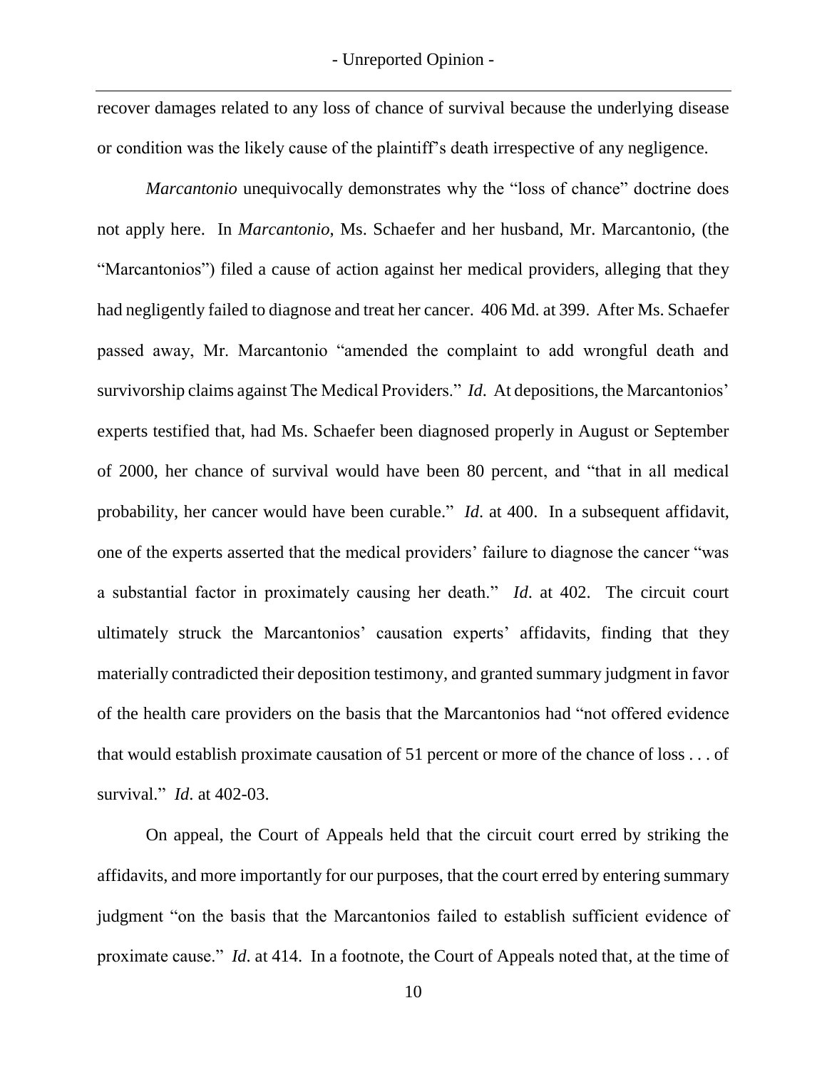recover damages related to any loss of chance of survival because the underlying disease or condition was the likely cause of the plaintiff's death irrespective of any negligence.

*Marcantonio* unequivocally demonstrates why the "loss of chance" doctrine does not apply here. In *Marcantonio*, Ms. Schaefer and her husband, Mr. Marcantonio, (the "Marcantonios") filed a cause of action against her medical providers, alleging that they had negligently failed to diagnose and treat her cancer. 406 Md. at 399. After Ms. Schaefer passed away, Mr. Marcantonio "amended the complaint to add wrongful death and survivorship claims against The Medical Providers." *Id*. At depositions, the Marcantonios' experts testified that, had Ms. Schaefer been diagnosed properly in August or September of 2000, her chance of survival would have been 80 percent, and "that in all medical probability, her cancer would have been curable." *Id*. at 400. In a subsequent affidavit, one of the experts asserted that the medical providers' failure to diagnose the cancer "was a substantial factor in proximately causing her death." *Id*. at 402. The circuit court ultimately struck the Marcantonios' causation experts' affidavits, finding that they materially contradicted their deposition testimony, and granted summary judgment in favor of the health care providers on the basis that the Marcantonios had "not offered evidence that would establish proximate causation of 51 percent or more of the chance of loss . . . of survival." *Id*. at 402-03.

On appeal, the Court of Appeals held that the circuit court erred by striking the affidavits, and more importantly for our purposes, that the court erred by entering summary judgment "on the basis that the Marcantonios failed to establish sufficient evidence of proximate cause." *Id*. at 414. In a footnote, the Court of Appeals noted that, at the time of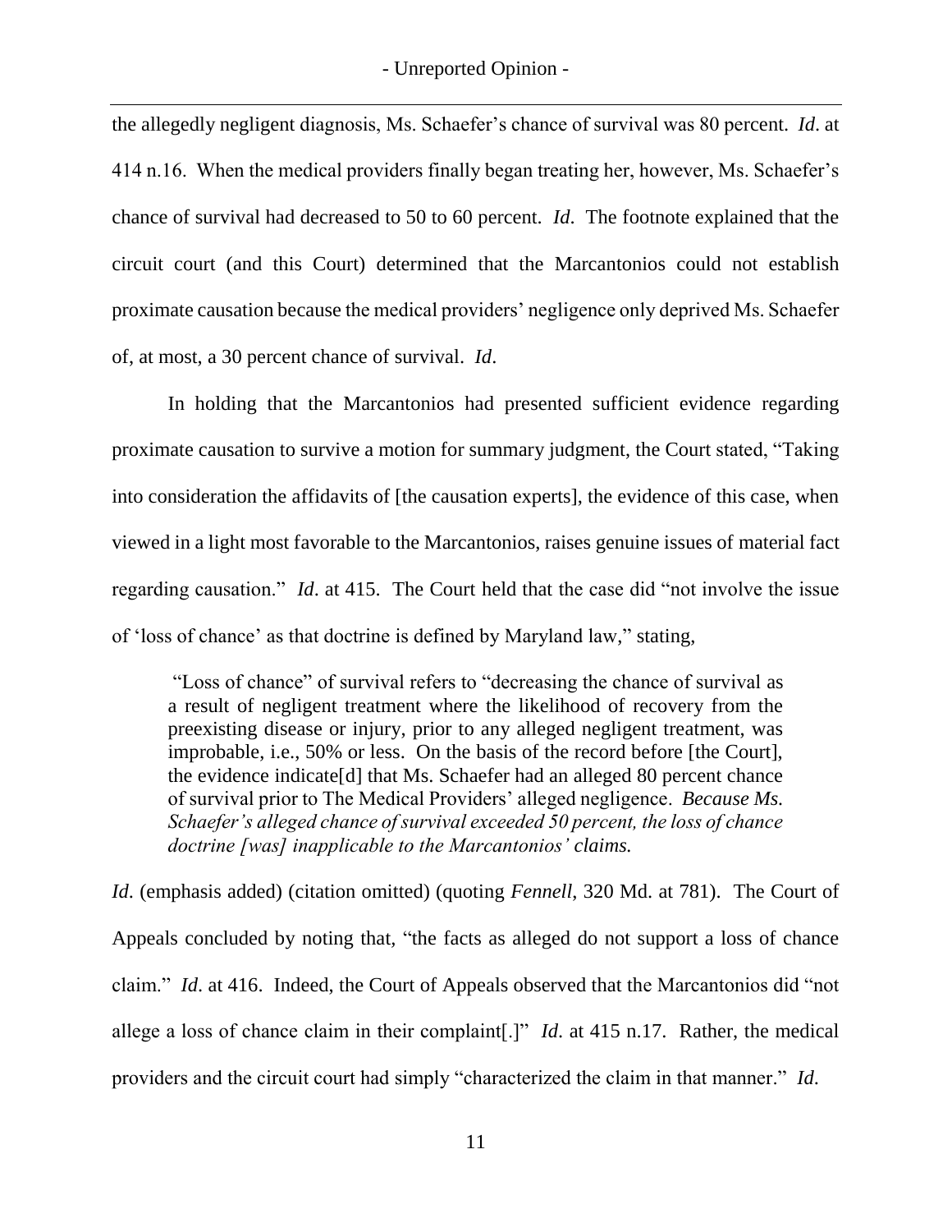the allegedly negligent diagnosis, Ms. Schaefer's chance of survival was 80 percent. *Id*. at 414 n.16. When the medical providers finally began treating her, however, Ms. Schaefer's chance of survival had decreased to 50 to 60 percent. *Id*. The footnote explained that the circuit court (and this Court) determined that the Marcantonios could not establish proximate causation because the medical providers' negligence only deprived Ms. Schaefer of, at most, a 30 percent chance of survival. *Id*.

In holding that the Marcantonios had presented sufficient evidence regarding proximate causation to survive a motion for summary judgment, the Court stated, "Taking into consideration the affidavits of [the causation experts], the evidence of this case, when viewed in a light most favorable to the Marcantonios, raises genuine issues of material fact regarding causation." *Id*. at 415. The Court held that the case did "not involve the issue of 'loss of chance' as that doctrine is defined by Maryland law," stating,

> "Loss of chance" of survival refers to "decreasing the chance of survival as a result of negligent treatment where the likelihood of recovery from the preexisting disease or injury, prior to any alleged negligent treatment, was improbable, i.e., 50% or less. On the basis of the record before [the Court], the evidence indicate[d] that Ms. Schaefer had an alleged 80 percent chance of survival prior to The Medical Providers' alleged negligence. *Because Ms. Schaefer's alleged chance of survival exceeded 50 percent, the loss of chance doctrine [was] inapplicable to the Marcantonios' claims.*

*Id*. (emphasis added) (citation omitted) (quoting *Fennell*, 320 Md. at 781). The Court of Appeals concluded by noting that, "the facts as alleged do not support a loss of chance claim." *Id*. at 416. Indeed, the Court of Appeals observed that the Marcantonios did "not allege a loss of chance claim in their complaint[.]" *Id*. at 415 n.17. Rather, the medical providers and the circuit court had simply "characterized the claim in that manner." *Id*.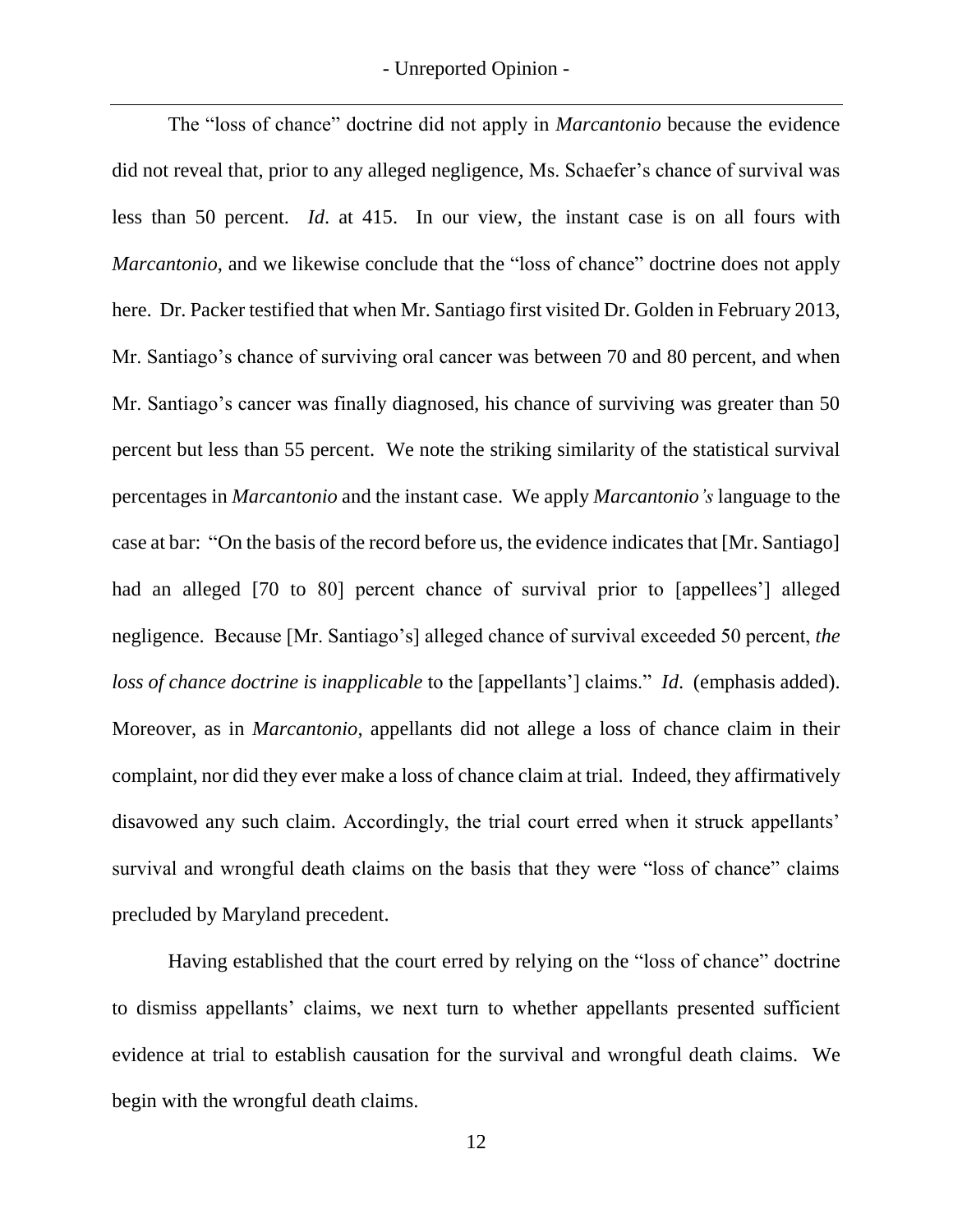The "loss of chance" doctrine did not apply in *Marcantonio* because the evidence did not reveal that, prior to any alleged negligence, Ms. Schaefer's chance of survival was less than 50 percent. *Id*. at 415. In our view, the instant case is on all fours with *Marcantonio*, and we likewise conclude that the "loss of chance" doctrine does not apply here. Dr. Packer testified that when Mr. Santiago first visited Dr. Golden in February 2013, Mr. Santiago's chance of surviving oral cancer was between 70 and 80 percent, and when Mr. Santiago's cancer was finally diagnosed, his chance of surviving was greater than 50 percent but less than 55 percent. We note the striking similarity of the statistical survival percentages in *Marcantonio* and the instant case. We apply *Marcantonio's* language to the case at bar: "On the basis of the record before us, the evidence indicates that [Mr. Santiago] had an alleged [70 to 80] percent chance of survival prior to [appellees'] alleged negligence. Because [Mr. Santiago's] alleged chance of survival exceeded 50 percent, *the loss of chance doctrine is inapplicable* to the [appellants'] claims." *Id*. (emphasis added). Moreover, as in *Marcantonio*, appellants did not allege a loss of chance claim in their complaint, nor did they ever make a loss of chance claim at trial. Indeed, they affirmatively disavowed any such claim. Accordingly, the trial court erred when it struck appellants' survival and wrongful death claims on the basis that they were "loss of chance" claims precluded by Maryland precedent.

Having established that the court erred by relying on the "loss of chance" doctrine to dismiss appellants' claims, we next turn to whether appellants presented sufficient evidence at trial to establish causation for the survival and wrongful death claims. We begin with the wrongful death claims.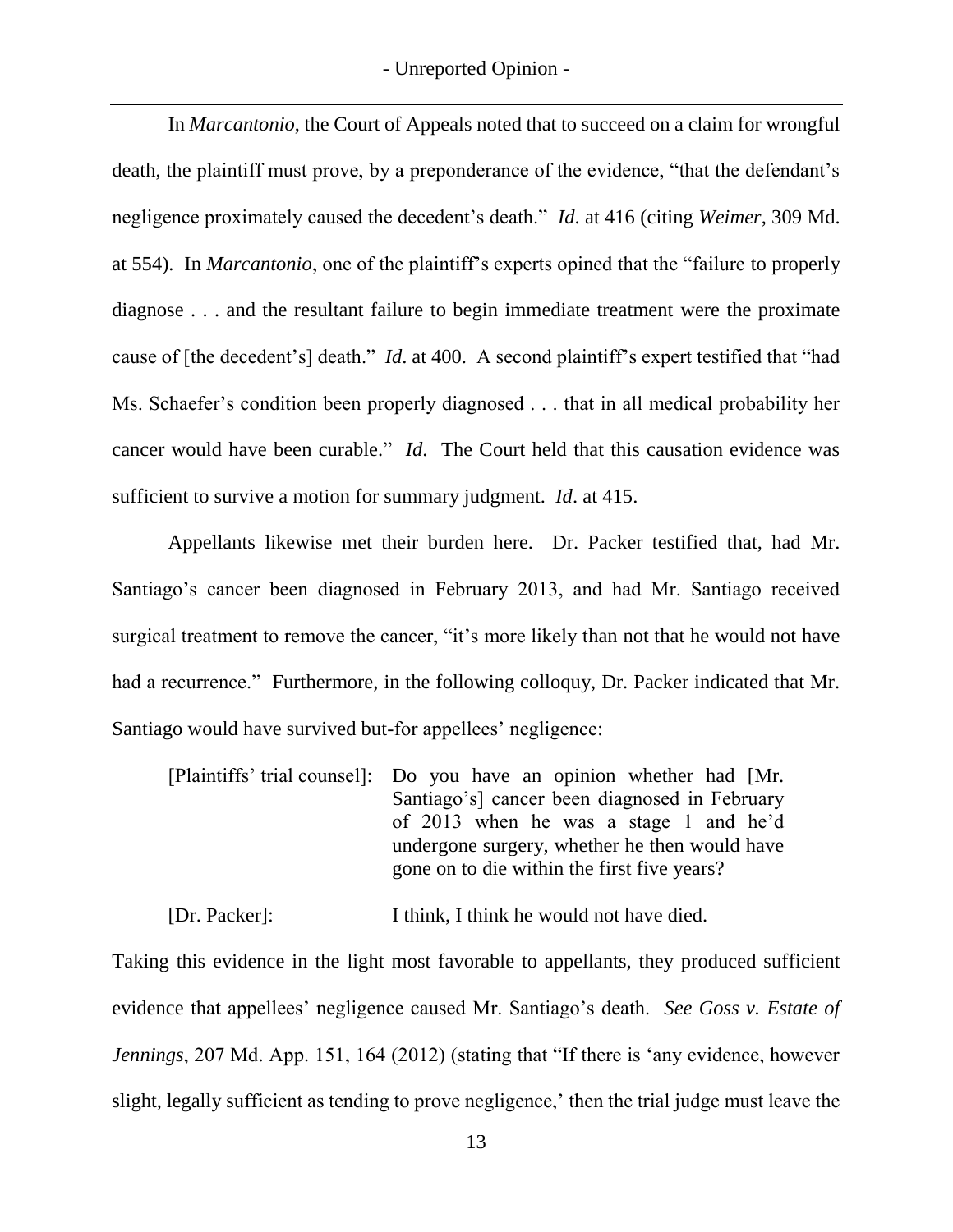In *Marcantonio*, the Court of Appeals noted that to succeed on a claim for wrongful death, the plaintiff must prove, by a preponderance of the evidence, "that the defendant's negligence proximately caused the decedent's death." *Id*. at 416 (citing *Weimer*, 309 Md. at 554). In *Marcantonio*, one of the plaintiff's experts opined that the "failure to properly diagnose . . . and the resultant failure to begin immediate treatment were the proximate cause of [the decedent's] death." *Id*. at 400. A second plaintiff's expert testified that "had Ms. Schaefer's condition been properly diagnosed . . . that in all medical probability her cancer would have been curable." *Id*. The Court held that this causation evidence was sufficient to survive a motion for summary judgment. *Id*. at 415.

Appellants likewise met their burden here. Dr. Packer testified that, had Mr. Santiago's cancer been diagnosed in February 2013, and had Mr. Santiago received surgical treatment to remove the cancer, "it's more likely than not that he would not have had a recurrence." Furthermore, in the following colloquy, Dr. Packer indicated that Mr. Santiago would have survived but-for appellees' negligence:

> [Plaintiffs' trial counsel]: Do you have an opinion whether had [Mr. Santiago's] cancer been diagnosed in February of 2013 when he was a stage 1 and he'd undergone surgery, whether he then would have gone on to die within the first five years?
>
> [Dr. Packer]: I think, I think he would not have died.

Taking this evidence in the light most favorable to appellants, they produced sufficient evidence that appellees' negligence caused Mr. Santiago's death. *See Goss v. Estate of Jennings*, 207 Md. App. 151, 164 (2012) (stating that "If there is 'any evidence, however slight, legally sufficient as tending to prove negligence,' then the trial judge must leave the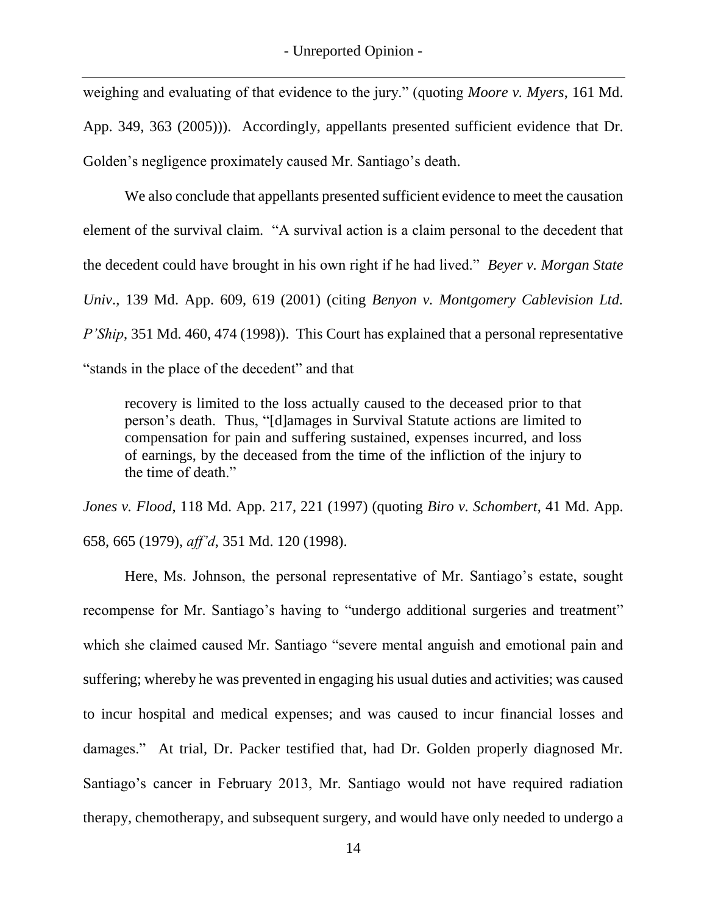weighing and evaluating of that evidence to the jury." (quoting *Moore v. Myers*, 161 Md. App. 349, 363 (2005))). Accordingly, appellants presented sufficient evidence that Dr. Golden's negligence proximately caused Mr. Santiago's death.

We also conclude that appellants presented sufficient evidence to meet the causation element of the survival claim. "A survival action is a claim personal to the decedent that the decedent could have brought in his own right if he had lived." *Beyer v. Morgan State Univ.*, 139 Md. App. 609, 619 (2001) (citing *Benyon v. Montgomery Cablevision Ltd. P'Ship*, 351 Md. 460, 474 (1998)). This Court has explained that a personal representative "stands in the place of the decedent" and that

> recovery is limited to the loss actually caused to the deceased prior to that person's death. Thus, "[d]amages in Survival Statute actions are limited to compensation for pain and suffering sustained, expenses incurred, and loss of earnings, by the deceased from the time of the infliction of the injury to the time of death."

*Jones v. Flood*, 118 Md. App. 217, 221 (1997) (quoting *Biro v. Schombert*, 41 Md. App. 658, 665 (1979), *aff'd*, 351 Md. 120 (1998).

Here, Ms. Johnson, the personal representative of Mr. Santiago's estate, sought recompense for Mr. Santiago's having to "undergo additional surgeries and treatment" which she claimed caused Mr. Santiago "severe mental anguish and emotional pain and suffering; whereby he was prevented in engaging his usual duties and activities; was caused to incur hospital and medical expenses; and was caused to incur financial losses and damages." At trial, Dr. Packer testified that, had Dr. Golden properly diagnosed Mr. Santiago's cancer in February 2013, Mr. Santiago would not have required radiation therapy, chemotherapy, and subsequent surgery, and would have only needed to undergo a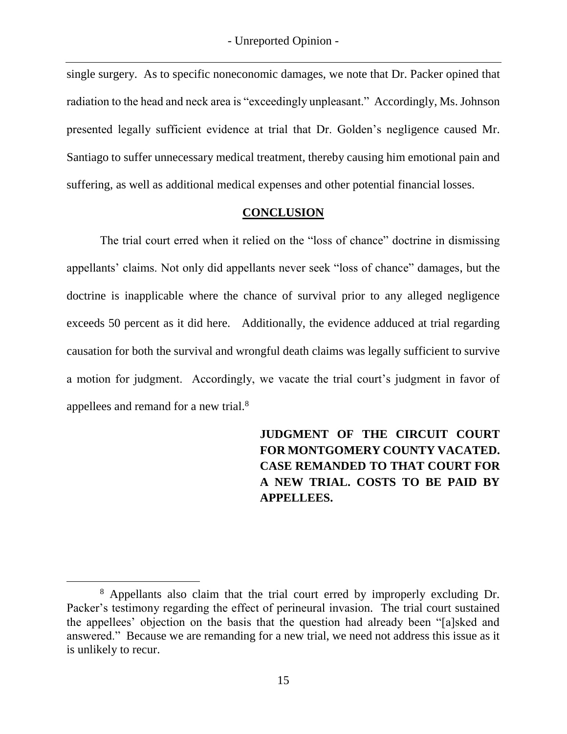single surgery. As to specific noneconomic damages, we note that Dr. Packer opined that radiation to the head and neck area is "exceedingly unpleasant." Accordingly, Ms. Johnson presented legally sufficient evidence at trial that Dr. Golden's negligence caused Mr. Santiago to suffer unnecessary medical treatment, thereby causing him emotional pain and suffering, as well as additional medical expenses and other potential financial losses.

## CONCLUSION

The trial court erred when it relied on the "loss of chance" doctrine in dismissing appellants' claims. Not only did appellants never seek "loss of chance" damages, but the doctrine is inapplicable where the chance of survival prior to any alleged negligence exceeds 50 percent as it did here. Additionally, the evidence adduced at trial regarding causation for both the survival and wrongful death claims was legally sufficient to survive a motion for judgment. Accordingly, we vacate the trial court's judgment in favor of appellees and remand for a new trial.[8]

**JUDGMENT OF THE CIRCUIT COURT FOR MONTGOMERY COUNTY VACATED. CASE REMANDED TO THAT COURT FOR A NEW TRIAL. COSTS TO BE PAID BY APPELLEES.**

[8] Appellants also claim that the trial court erred by improperly excluding Dr. Packer's testimony regarding the effect of perineural invasion. The trial court sustained the appellees' objection on the basis that the question had already been "[a]sked and answered." Because we are remanding for a new trial, we need not address this issue as it is unlikely to recur.